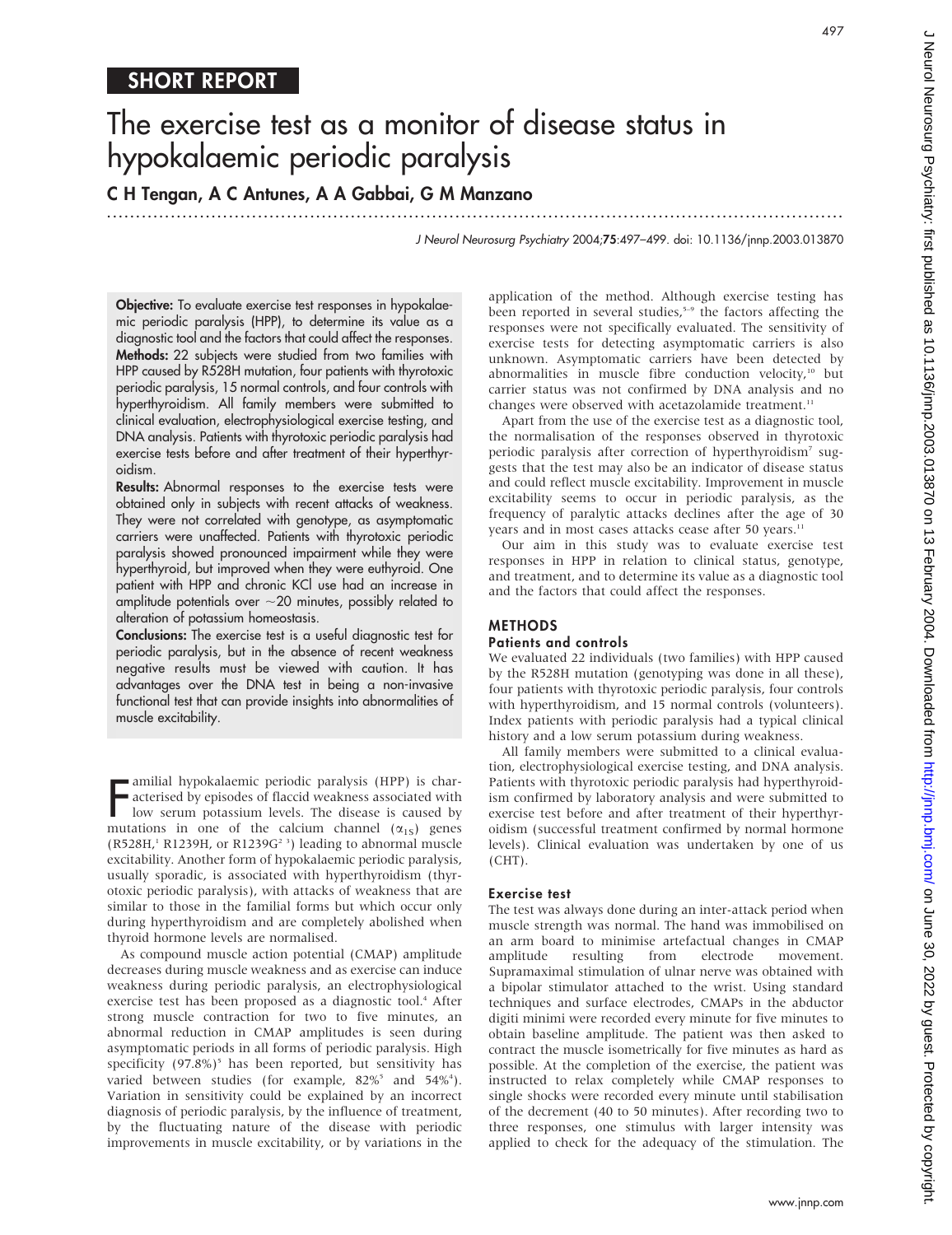SHORT REPORT

# The exercise test as a monitor of disease status in hypokalaemic periodic paralysis

**C H Tengan, A C Antunes, A A Gabbai, G M Manzano**

J Neurol Neurosurg Psychiatry 2004;**75**:497–499. doi: 10.1136/jnnp.2003.013870

**Objective:** To evaluate exercise test responses in hypokalaemic periodic paralysis (HPP), to determine its value as a diagnostic tool and the factors that could affect the responses.

**Methods:** 22 subjects were studied from two families with HPP caused by R528H mutation, four patients with thyrotoxic periodic paralysis, 15 normal controls, and four controls with hyperthyroidism. All family members were submitted to clinical evaluation, electrophysiological exercise testing, and DNA analysis. Patients with thyrotoxic periodic paralysis had exercise tests before and after treatment of their hyperthyroidism.

**Results:** Abnormal responses to the exercise tests were obtained only in subjects with recent attacks of weakness. They were not correlated with genotype, as asymptomatic carriers were unaffected. Patients with thyrotoxic periodic paralysis showed pronounced impairment while they were hyperthyroid, but improved when they were euthyroid. One patient with HPP and chronic KCl use had an increase in amplitude potentials over ~20 minutes, possibly related to alteration of potassium homeostasis.

**Conclusions:** The exercise test is a useful diagnostic test for periodic paralysis, but in the absence of recent weakness negative results must be viewed with caution. It has advantages over the DNA test in being a non-invasive functional test that can provide insights into abnormalities of muscle excitability.

Familial hypokalaemic periodic paralysis (HPP) is characterised by episodes of flaccid weakness associated with low serum potassium levels. The disease is caused by mutations in one of the calcium channel ($\alpha_{1S}$) genes (R528H,[1] R1239H, or R1239G[2 3]) leading to abnormal muscle excitability. Another form of hypokalaemic periodic paralysis, usually sporadic, is associated with hyperthyroidism (thyrotoxic periodic paralysis), with attacks of weakness that are similar to those in the familial forms but which occur only during hyperthyroidism and are completely abolished when thyroid hormone levels are normalised.

As compound muscle action potential (CMAP) amplitude decreases during muscle weakness and as exercise can induce weakness during periodic paralysis, an electrophysiological exercise test has been proposed as a diagnostic tool.[4] After strong muscle contraction for two to five minutes, an abnormal reduction in CMAP amplitudes is seen during asymptomatic periods in all forms of periodic paralysis. High specificity (97.8%)[5] has been reported, but sensitivity has varied between studies (for example, 82%[5] and 54%[4]). Variation in sensitivity could be explained by an incorrect diagnosis of periodic paralysis, by the influence of treatment, by the fluctuating nature of the disease with periodic improvements in muscle excitability, or by variations in the application of the method. Although exercise testing has been reported in several studies,[5–9] the factors affecting the responses were not specifically evaluated. The sensitivity of exercise tests for detecting asymptomatic carriers is also unknown. Asymptomatic carriers have been detected by abnormalities in muscle fibre conduction velocity,[10] but carrier status was not confirmed by DNA analysis and no changes were observed with acetazolamide treatment.[11]

Apart from the use of the exercise test as a diagnostic tool, the normalisation of the responses observed in thyrotoxic periodic paralysis after correction of hyperthyroidism[7] suggests that the test may also be an indicator of disease status and could reflect muscle excitability. Improvement in muscle excitability seems to occur in periodic paralysis, as the frequency of paralytic attacks declines after the age of 30 years and in most cases attacks cease after 50 years.[11]

Our aim in this study was to evaluate exercise test responses in HPP in relation to clinical status, genotype, and treatment, and to determine its value as a diagnostic tool and the factors that could affect the responses.

## METHODS

### Patients and controls

We evaluated 22 individuals (two families) with HPP caused by the R528H mutation (genotyping was done in all these), four patients with thyrotoxic periodic paralysis, four controls with hyperthyroidism, and 15 normal controls (volunteers). Index patients with periodic paralysis had a typical clinical history and a low serum potassium during weakness.

All family members were submitted to a clinical evaluation, electrophysiological exercise testing, and DNA analysis. Patients with thyrotoxic periodic paralysis had hyperthyroidism confirmed by laboratory analysis and were submitted to exercise test before and after treatment of their hyperthyroidism (successful treatment confirmed by normal hormone levels). Clinical evaluation was undertaken by one of us (CHT).

### Exercise test

The test was always done during an inter-attack period when muscle strength was normal. The hand was immobilised on an arm board to minimise artefactual changes in CMAP amplitude resulting from electrode movement. Supramaximal stimulation of ulnar nerve was obtained with a bipolar stimulator attached to the wrist. Using standard techniques and surface electrodes, CMAPs in the abductor digiti minimi were recorded every minute for five minutes to obtain baseline amplitude. The patient was then asked to contract the muscle isometrically for five minutes as hard as possible. At the completion of the exercise, the patient was instructed to relax completely while CMAP responses to single shocks were recorded every minute until stabilisation of the decrement (40 to 50 minutes). After recording two to three responses, one stimulus with larger intensity was applied to check for the adequacy of the stimulation. The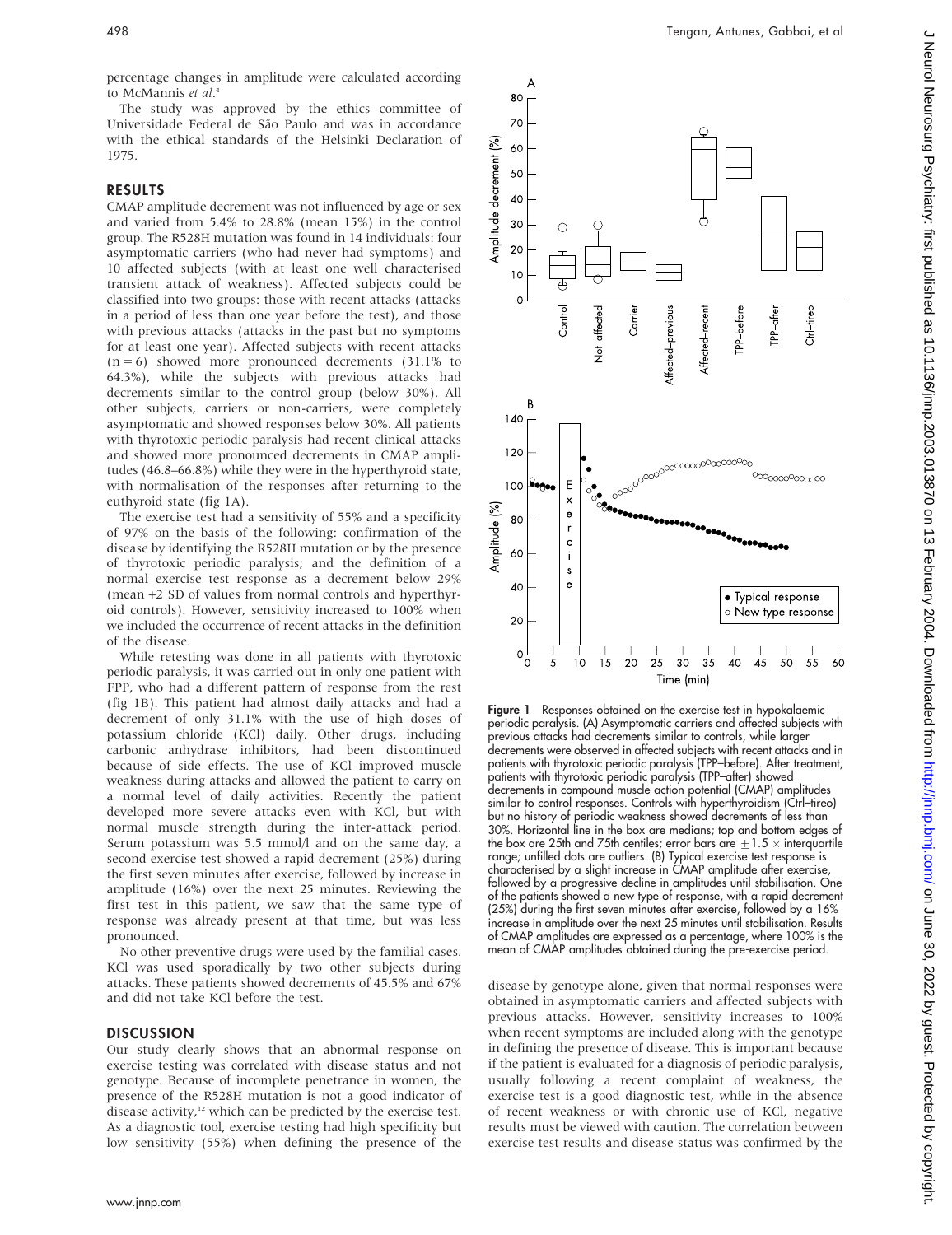percentage changes in amplitude were calculated according to McMannis *et al*.[4]

The study was approved by the ethics committee of Universidade Federal de São Paulo and was in accordance with the ethical standards of the Helsinki Declaration of 1975.

## RESULTS

CMAP amplitude decrement was not influenced by age or sex and varied from 5.4% to 28.8% (mean 15%) in the control group. The R528H mutation was found in 14 individuals: four asymptomatic carriers (who had never had symptoms) and 10 affected subjects (with at least one well characterised transient attack of weakness). Affected subjects could be classified into two groups: those with recent attacks (attacks in a period of less than one year before the test), and those with previous attacks (attacks in the past but no symptoms for at least one year). Affected subjects with recent attacks (n = 6) showed more pronounced decrements (31.1% to 64.3%), while the subjects with previous attacks had decrements similar to the control group (below 30%). All other subjects, carriers or non-carriers, were completely asymptomatic and showed responses below 30%. All patients with thyrotoxic periodic paralysis had recent clinical attacks and showed more pronounced decrements in CMAP amplitudes (46.8–66.8%) while they were in the hyperthyroid state, with normalisation of the responses after returning to the euthyroid state (fig 1A).

The exercise test had a sensitivity of 55% and a specificity of 97% on the basis of the following: confirmation of the disease by identifying the R528H mutation or by the presence of thyrotoxic periodic paralysis; and the definition of a normal exercise test response as a decrement below 29% (mean +2 SD of values from normal controls and hyperthyroid controls). However, sensitivity increased to 100% when we included the occurrence of recent attacks in the definition of the disease.

While retesting was done in all patients with thyrotoxic periodic paralysis, it was carried out in only one patient with FPP, who had a different pattern of response from the rest (fig 1B). This patient had almost daily attacks and had a decrement of only 31.1% with the use of high doses of potassium chloride (KCl) daily. Other drugs, including carbonic anhydrase inhibitors, had been discontinued because of side effects. The use of KCl improved muscle weakness during attacks and allowed the patient to carry on a normal level of daily activities. Recently the patient developed more severe attacks even with KCl, but with normal muscle strength during the inter-attack period. Serum potassium was 5.5 mmol/l and on the same day, a second exercise test showed a rapid decrement (25%) during the first seven minutes after exercise, followed by increase in amplitude (16%) over the next 25 minutes. Reviewing the first test in this patient, we saw that the same type of response was already present at that time, but was less pronounced.

No other preventive drugs were used by the familial cases. KCl was used sporadically by two other subjects during attacks. These patients showed decrements of 45.5% and 67% and did not take KCl before the test.

**Figure 1** Responses obtained on the exercise test in hypokalaemic periodic paralysis. (A) Asymptomatic carriers and affected subjects with previous attacks had decrements similar to controls, while larger decrements were observed in affected subjects with recent attacks and in patients with thyrotoxic periodic paralysis (TPP–before). After treatment, patients with thyrotoxic periodic paralysis (TPP–after) showed decrements in compound muscle action potential (CMAP) amplitudes similar to control responses. Controls with hyperthyroidism (Ctrl–tireo) but no history of periodic weakness showed decrements of less than 30%. Horizontal line in the box are medians; top and bottom edges of the box are 25th and 75th centiles; error bars are $\pm 1.5 \times$ interquartile range; unfilled dots are outliers. (B) Typical exercise test response is characterised by a slight increase in CMAP amplitude after exercise, followed by a progressive decline in amplitudes until stabilisation. One of the patients showed a new type of response, with a rapid decrement (25%) during the first seven minutes after exercise, followed by a 16% increase in amplitude over the next 25 minutes until stabilisation. Results of CMAP amplitudes are expressed as a percentage, where 100% is the mean of CMAP amplitudes obtained during the pre-exercise period.

## DISCUSSION

Our study clearly shows that an abnormal response on exercise testing was correlated with disease status and not genotype. Because of incomplete penetrance in women, the presence of the R528H mutation is not a good indicator of disease activity,[12] which can be predicted by the exercise test. As a diagnostic tool, exercise testing had high specificity but low sensitivity (55%) when defining the presence of the disease by genotype alone, given that normal responses were obtained in asymptomatic carriers and affected subjects with previous attacks. However, sensitivity increases to 100% when recent symptoms are included along with the genotype in defining the presence of disease. This is important because if the patient is evaluated for a diagnosis of periodic paralysis, usually following a recent complaint of weakness, the exercise test is a good diagnostic test, while in the absence of recent weakness or with chronic use of KCl, negative results must be viewed with caution. The correlation between exercise test results and disease status was confirmed by the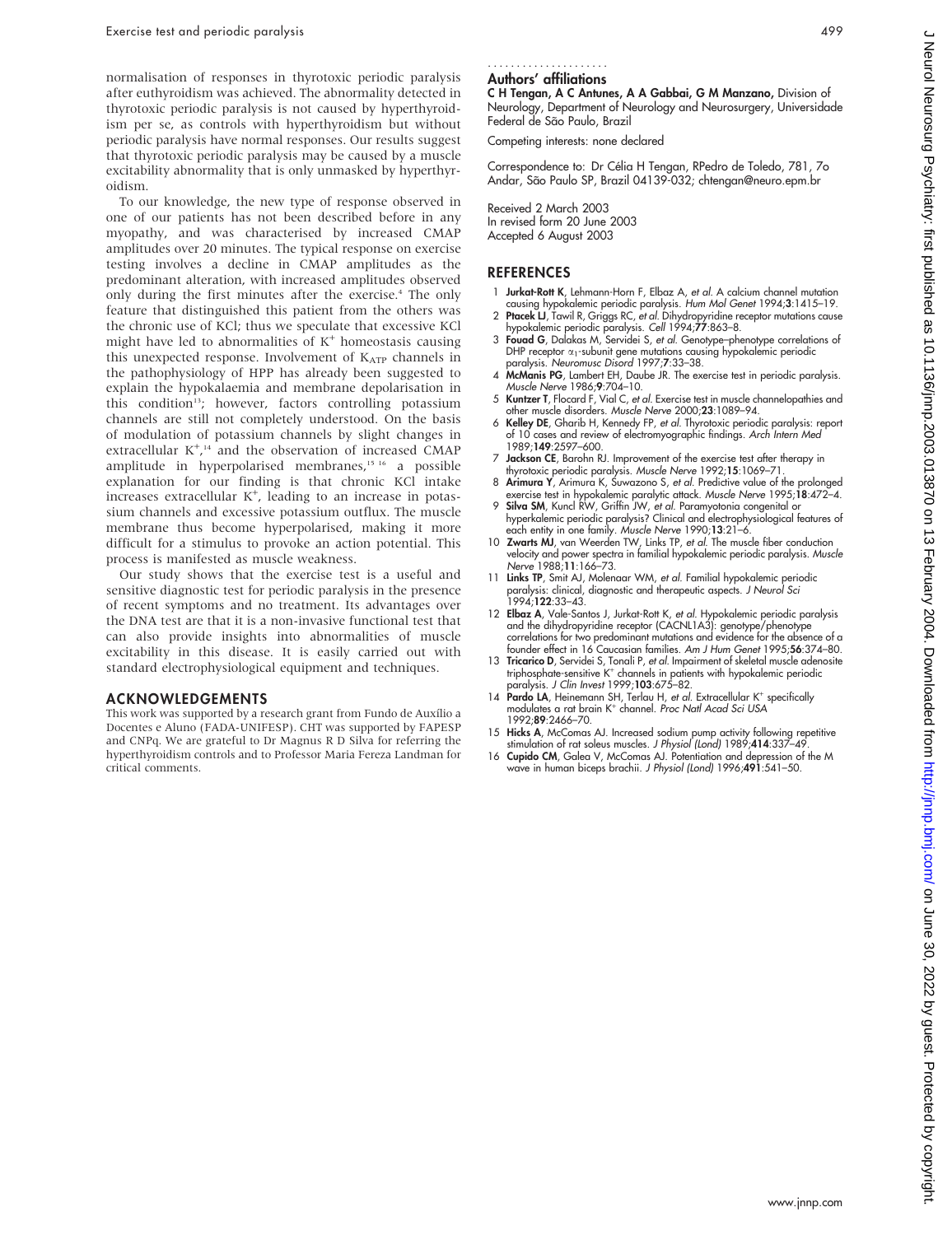normalisation of responses in thyrotoxic periodic paralysis after euthyroidism was achieved. The abnormality detected in thyrotoxic periodic paralysis is not caused by hyperthyroidism per se, as controls with hyperthyroidism but without periodic paralysis have normal responses. Our results suggest that thyrotoxic periodic paralysis may be caused by a muscle excitability abnormality that is only unmasked by hyperthyroidism.

To our knowledge, the new type of response observed in one of our patients has not been described before in any myopathy, and was characterised by increased CMAP amplitudes over 20 minutes. The typical response on exercise testing involves a decline in CMAP amplitudes as the predominant alteration, with increased amplitudes observed only during the first minutes after the exercise.[4] The only feature that distinguished this patient from the others was the chronic use of KCl; thus we speculate that excessive KCl might have led to abnormalities of $K^+$ homeostasis causing this unexpected response. Involvement of $K_{ATP}$ channels in the pathophysiology of HPP has already been suggested to explain the hypokalaemia and membrane depolarisation in this condition[13]; however, factors controlling potassium channels are still not completely understood. On the basis of modulation of potassium channels by slight changes in extracellular $K^+$,[14] and the observation of increased CMAP amplitude in hyperpolarised membranes,[15,16] a possible explanation for our finding is that chronic KCl intake increases extracellular $K^+$, leading to an increase in potassium channels and excessive potassium outflux. The muscle membrane thus become hyperpolarised, making it more difficult for a stimulus to provoke an action potential. This process is manifested as muscle weakness.

Our study shows that the exercise test is a useful and sensitive diagnostic test for periodic paralysis in the presence of recent symptoms and no treatment. Its advantages over the DNA test are that it is a non-invasive functional test that can also provide insights into abnormalities of muscle excitability in this disease. It is easily carried out with standard electrophysiological equipment and techniques.

## ACKNOWLEDGEMENTS

This work was supported by a research grant from Fundo de Auxílio a Docentes e Aluno (FADA-UNIFESP). CHT was supported by FAPESP and CNPq. We are grateful to Dr Magnus R D Silva for referring the hyperthyroidism controls and to Professor Maria Fereza Landman for critical comments.

### Authors' affiliations

**C H Tengan, A C Antunes, A A Gabbai, G M Manzano,** Division of Neurology, Department of Neurology and Neurosurgery, Universidade Federal de São Paulo, Brazil

Competing interests: none declared

Correspondence to: Dr Célia H Tengan, RPedro de Toledo, 781, 7o Andar, São Paulo SP, Brazil 04139-032; chtengan@neuro.epm.br

Received 2 March 2003
In revised form 20 June 2003
Accepted 6 August 2003

## REFERENCES

1. **Jurkat-Rott K**, Lehmann-Horn F, Elbaz A, *et al*. A calcium channel mutation causing hypokalemic periodic paralysis. *Hum Mol Genet* 1994;**3**:1415–19.
2. **Ptacek LJ**, Tawil R, Griggs RC, *et al*. Dihydropyridine receptor mutations cause hypokalemic periodic paralysis. *Cell* 1994;**77**:863–8.
3. **Fouad G**, Dalakas M, Servidei S, *et al*. Genotype–phenotype correlations of DHP receptor $\alpha_1$-subunit gene mutations causing hypokalemic periodic paralysis. *Neuromusc Disord* 1997;**7**:33–38.
4. **McManis PG**, Lambert EH, Daube JR. The exercise test in periodic paralysis. *Muscle Nerve* 1986;**9**:704–10.
5. **Kuntzer T**, Flocard F, Vial C, *et al*. Exercise test in muscle channelopathies and other muscle disorders. *Muscle Nerve* 2000;**23**:1089–94.
6. **Kelley DE**, Gharib H, Kennedy FP, *et al*. Thyrotoxic periodic paralysis: report of 10 cases and review of electromyographic findings. *Arch Intern Med* 1989;**149**:2597–600.
7. **Jackson CE**, Barohn RJ. Improvement of the exercise test after therapy in thyrotoxic periodic paralysis. *Muscle Nerve* 1992;**15**:1069–71.
8. **Arimura Y**, Arimura K, Suwazono S, *et al*. Predictive value of the prolonged exercise test in hypokalemic paralytic attack. *Muscle Nerve* 1995;**18**:472–4.
9. **Silva SM**, Kuncl RW, Griffin JW, *et al*. Paramyotonia congenital or hyperkalemic periodic paralysis? Clinical and electrophysiological features of each entity in one family. *Muscle Nerve* 1990;**13**:21–6.
10. **Zwarts MJ**, van Weerden TW, Links TP, *et al*. The muscle fiber conduction velocity and power spectra in familial hypokalemic periodic paralysis. *Muscle Nerve* 1988;**11**:166–73.
11. **Links TP**, Smit AJ, Molenaar WM, *et al*. Familial hypokalemic periodic paralysis: clinical, diagnostic and therapeutic aspects. *J Neurol Sci* 1994;**122**:33–43.
12. **Elbaz A**, Vale-Santos J, Jurkat-Rott K, *et al*. Hypokalemic periodic paralysis and the dihydropyridine receptor (CACNL1A3): genotype/phenotype correlations for two predominant mutations and evidence for the absence of a founder effect in 16 Caucasian families. *Am J Hum Genet* 1995;**56**:374–80.
13. **Tricarico D**, Servidei S, Tonali P, *et al*. Impairment of skeletal muscle adenosite triphosphate-sensitive $K^+$ channels in patients with hypokalemic periodic paralysis. *J Clin Invest* 1999;**103**:675–82.
14. **Pardo LA**, Heinemann SH, Terlau H, *et al*. Extracellular $K^+$ specifically modulates a rat brain $K^+$ channel. *Proc Natl Acad Sci USA* 1992;**89**:2466–70.
15. **Hicks A**, McComas AJ. Increased sodium pump activity following repetitive stimulation of rat soleus muscles. *J Physiol (Lond)* 1989;**414**:337–49.
16. **Cupido CM**, Galea V, McComas AJ. Potentiation and depression of the M wave in human biceps brachii. *J Physiol (Lond)* 1996;**491**:541–50.